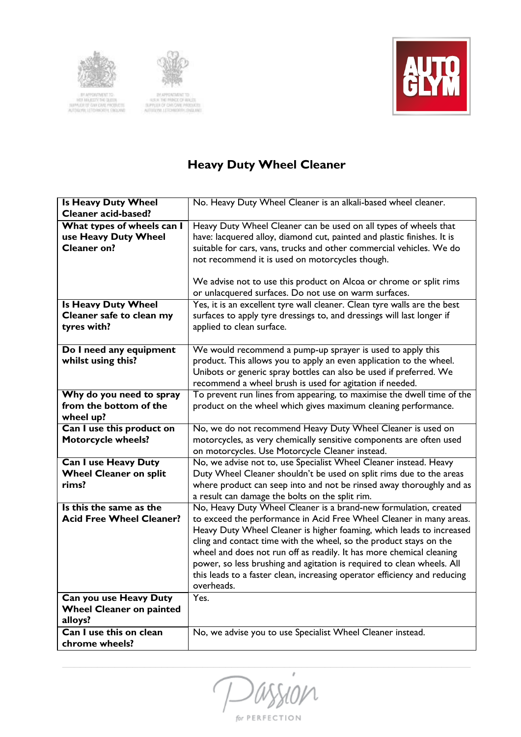# Heavy Duty Wheel Cleaner

| | |
|---|---|
| **Is Heavy Duty Wheel Cleaner acid-based?** | No. Heavy Duty Wheel Cleaner is an alkali-based wheel cleaner. |
| **What types of wheels can I use Heavy Duty Wheel Cleaner on?** | Heavy Duty Wheel Cleaner can be used on all types of wheels that have: lacquered alloy, diamond cut, painted and plastic finishes. It is suitable for cars, vans, trucks and other commercial vehicles. We do not recommend it is used on motorcycles though.<br><br>We advise not to use this product on Alcoa or chrome or split rims or unlacquered surfaces. Do not use on warm surfaces. |
| **Is Heavy Duty Wheel Cleaner safe to clean my tyres with?** | Yes, it is an excellent tyre wall cleaner. Clean tyre walls are the best surfaces to apply tyre dressings to, and dressings will last longer if applied to clean surface. |
| **Do I need any equipment whilst using this?** | We would recommend a pump-up sprayer is used to apply this product. This allows you to apply an even application to the wheel. Unibots or generic spray bottles can also be used if preferred. We recommend a wheel brush is used for agitation if needed. |
| **Why do you need to spray from the bottom of the wheel up?** | To prevent run lines from appearing, to maximise the dwell time of the product on the wheel which gives maximum cleaning performance. |
| **Can I use this product on Motorcycle wheels?** | No, we do not recommend Heavy Duty Wheel Cleaner is used on motorcycles, as very chemically sensitive components are often used on motorcycles. Use Motorcycle Cleaner instead. |
| **Can I use Heavy Duty Wheel Cleaner on split rims?** | No, we advise not to, use Specialist Wheel Cleaner instead. Heavy Duty Wheel Cleaner shouldn't be used on split rims due to the areas where product can seep into and not be rinsed away thoroughly and as a result can damage the bolts on the split rim. |
| **Is this the same as the Acid Free Wheel Cleaner?** | No, Heavy Duty Wheel Cleaner is a brand-new formulation, created to exceed the performance in Acid Free Wheel Cleaner in many areas. Heavy Duty Wheel Cleaner is higher foaming, which leads to increased cling and contact time with the wheel, so the product stays on the wheel and does not run off as readily. It has more chemical cleaning power, so less brushing and agitation is required to clean wheels. All this leads to a faster clean, increasing operator efficiency and reducing overheads. |
| **Can you use Heavy Duty Wheel Cleaner on painted alloys?** | Yes. |
| **Can I use this on clean chrome wheels?** | No, we advise you to use Specialist Wheel Cleaner instead. |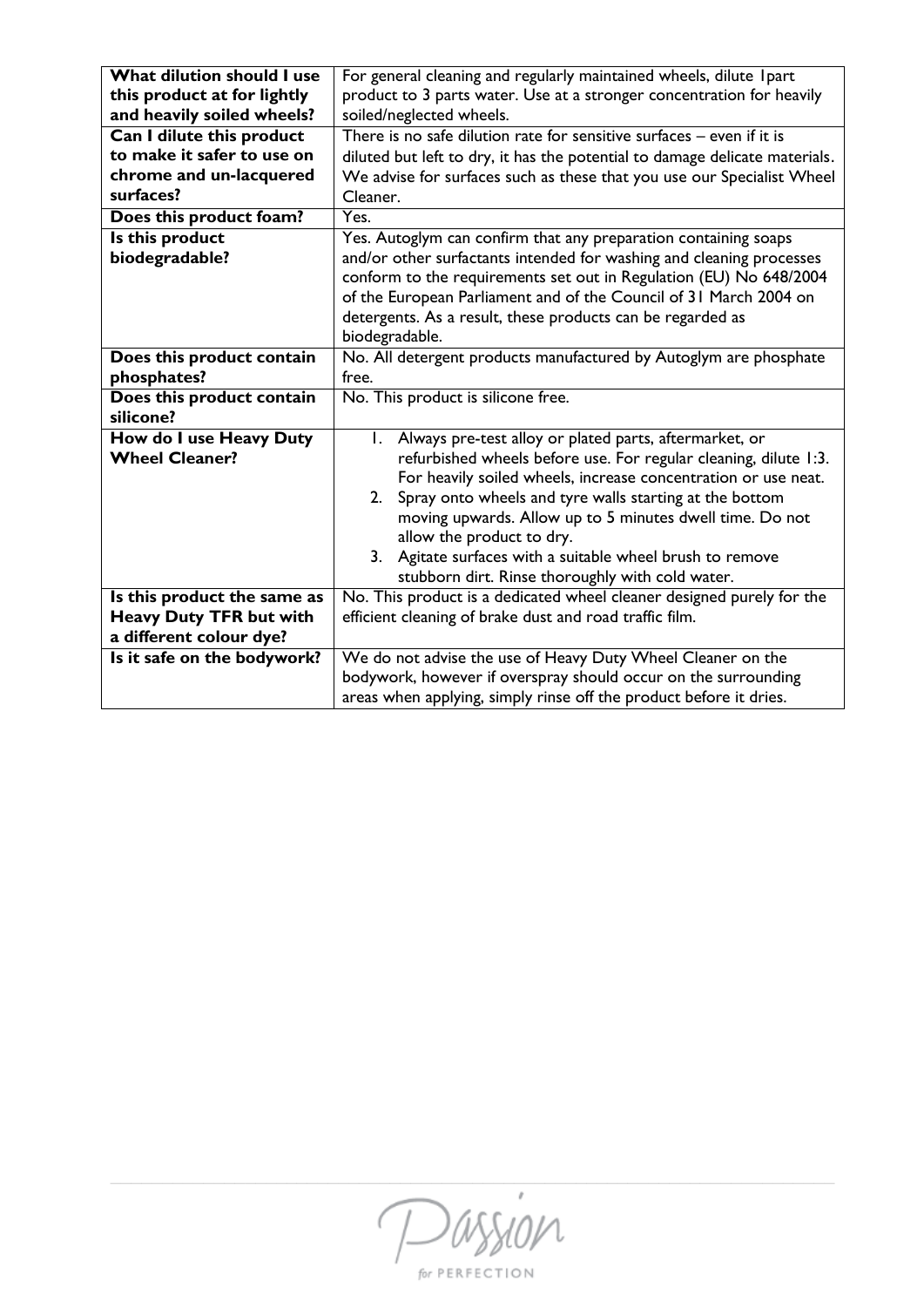| | |
|---|---|
| **What dilution should I use this product at for lightly and heavily soiled wheels?** | For general cleaning and regularly maintained wheels, dilute 1part product to 3 parts water. Use at a stronger concentration for heavily soiled/neglected wheels. |
| **Can I dilute this product to make it safer to use on chrome and un-lacquered surfaces?** | There is no safe dilution rate for sensitive surfaces – even if it is diluted but left to dry, it has the potential to damage delicate materials. We advise for surfaces such as these that you use our Specialist Wheel Cleaner. |
| **Does this product foam?** | Yes. |
| **Is this product biodegradable?** | Yes. Autoglym can confirm that any preparation containing soaps and/or other surfactants intended for washing and cleaning processes conform to the requirements set out in Regulation (EU) No 648/2004 of the European Parliament and of the Council of 31 March 2004 on detergents. As a result, these products can be regarded as biodegradable. |
| **Does this product contain phosphates?** | No. All detergent products manufactured by Autoglym are phosphate free. |
| **Does this product contain silicone?** | No. This product is silicone free. |
| **How do I use Heavy Duty Wheel Cleaner?** | 1. Always pre-test alloy or plated parts, aftermarket, or refurbished wheels before use. For regular cleaning, dilute 1:3. For heavily soiled wheels, increase concentration or use neat. 2. Spray onto wheels and tyre walls starting at the bottom moving upwards. Allow up to 5 minutes dwell time. Do not allow the product to dry. 3. Agitate surfaces with a suitable wheel brush to remove stubborn dirt. Rinse thoroughly with cold water. |
| **Is this product the same as Heavy Duty TFR but with a different colour dye?** | No. This product is a dedicated wheel cleaner designed purely for the efficient cleaning of brake dust and road traffic film. |
| **Is it safe on the bodywork?** | We do not advise the use of Heavy Duty Wheel Cleaner on the bodywork, however if overspray should occur on the surrounding areas when applying, simply rinse off the product before it dries. |